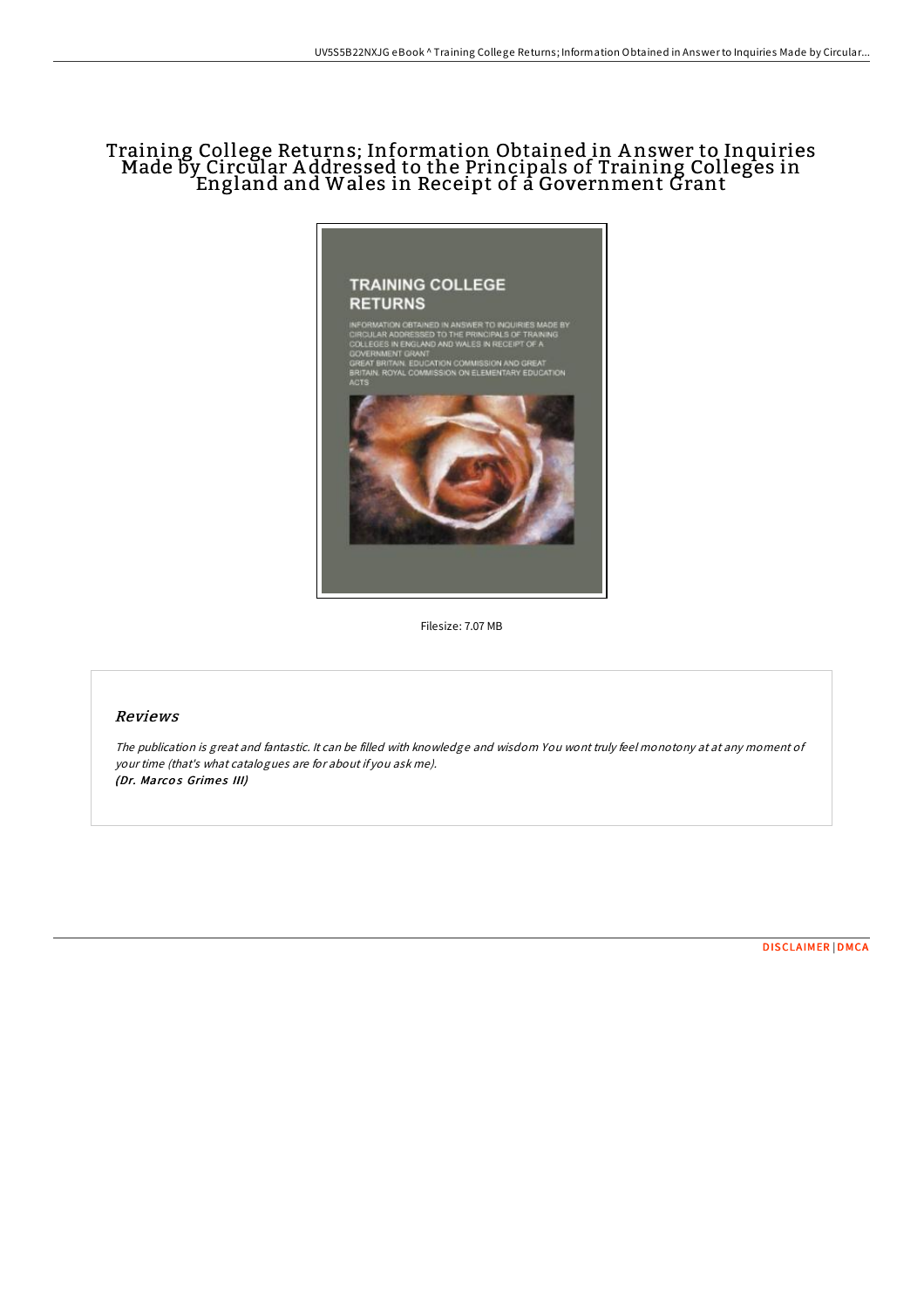# Training College Returns; Information Obtained in Answer to Inquiries Made by Circular Addressed to the Principals of Training Colleges in England and Wales in Receipt of a Government Grant

Filesize: 7.07 MB

## Reviews

*The publication is great and fantastic. It can be filled with knowledge and wisdom You wont truly feel monotony at at any moment of your time (that's what catalogues are for about if you ask me).*
***(Dr. Marcos Grimes III)***

DISCLAIMER | DMCA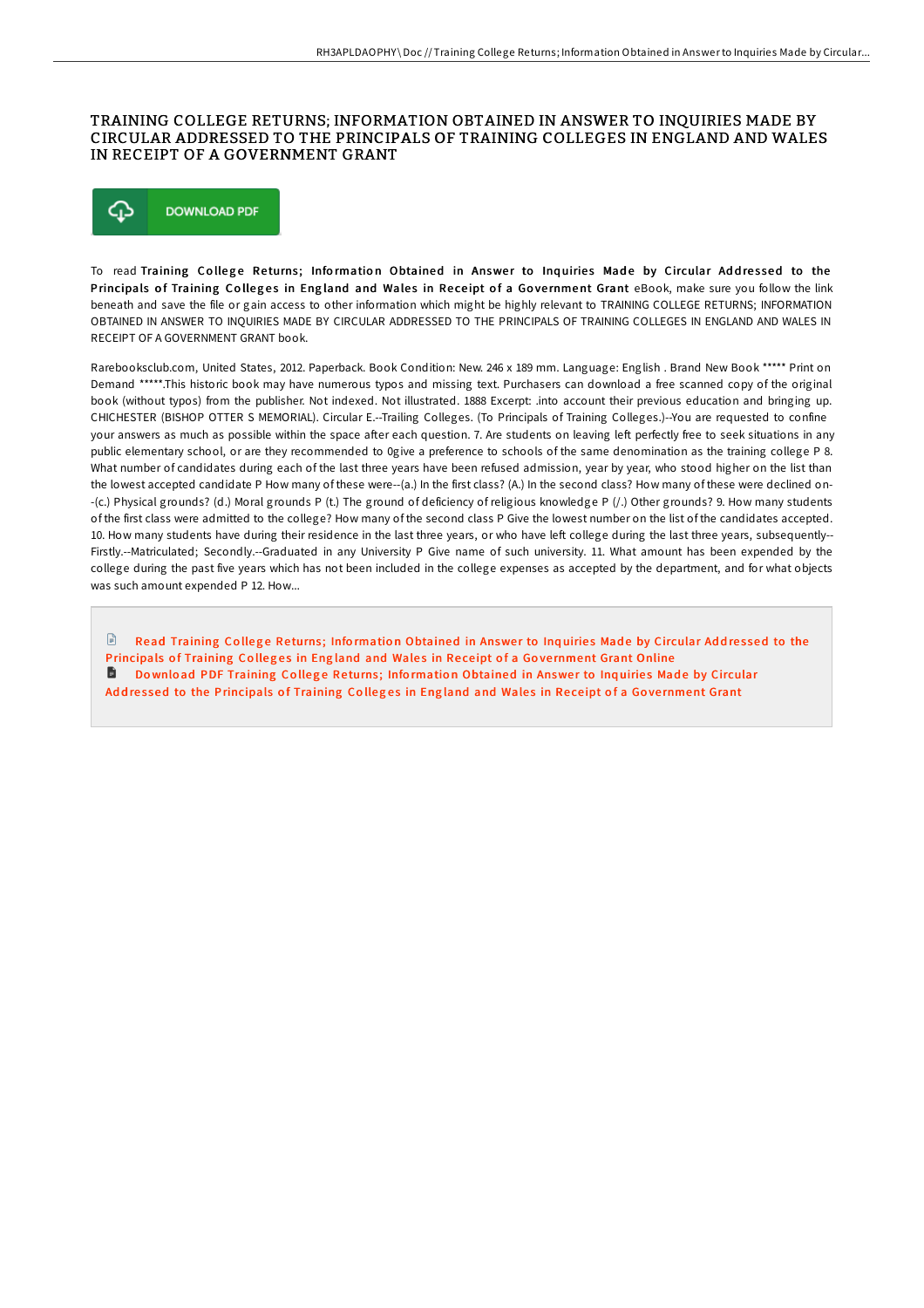# TRAINING COLLEGE RETURNS; INFORMATION OBTAINED IN ANSWER TO INQUIRIES MADE BY CIRCULAR ADDRESSED TO THE PRINCIPALS OF TRAINING COLLEGES IN ENGLAND AND WALES IN RECEIPT OF A GOVERNMENT GRANT

DOWNLOAD PDF

To read **Training College Returns; Information Obtained in Answer to Inquiries Made by Circular Addressed to the Principals of Training Colleges in England and Wales in Receipt of a Government Grant** eBook, make sure you follow the link beneath and save the file or gain access to other information which might be highly relevant to TRAINING COLLEGE RETURNS; INFORMATION OBTAINED IN ANSWER TO INQUIRIES MADE BY CIRCULAR ADDRESSED TO THE PRINCIPALS OF TRAINING COLLEGES IN ENGLAND AND WALES IN RECEIPT OF A GOVERNMENT GRANT book.

Rarebooksclub.com, United States, 2012. Paperback. Book Condition: New. 246 x 189 mm. Language: English . Brand New Book ***** Print on Demand *****.This historic book may have numerous typos and missing text. Purchasers can download a free scanned copy of the original book (without typos) from the publisher. Not indexed. Not illustrated. 1888 Excerpt: .into account their previous education and bringing up. CHICHESTER (BISHOP OTTER S MEMORIAL). Circular E.--Trailing Colleges. (To Principals of Training Colleges.)--You are requested to confine your answers as much as possible within the space after each question. 7. Are students on leaving left perfectly free to seek situations in any public elementary school, or are they recommended to 0give a preference to schools of the same denomination as the training college P 8. What number of candidates during each of the last three years have been refused admission, year by year, who stood higher on the list than the lowest accepted candidate P How many of these were--(a.) In the first class? (A.) In the second class? How many of these were declined on--(c.) Physical grounds? (d.) Moral grounds P (t.) The ground of deficiency of religious knowledge P (/.) Other grounds? 9. How many students of the first class were admitted to the college? How many of the second class P Give the lowest number on the list of the candidates accepted. 10. How many students have during their residence in the last three years, or who have left college during the last three years, subsequently--Firstly.--Matriculated; Secondly.--Graduated in any University P Give name of such university. 11. What amount has been expended by the college during the past five years which has not been included in the college expenses as accepted by the department, and for what objects was such amount expended P 12. How...

Read Training College Returns; Information Obtained in Answer to Inquiries Made by Circular Addressed to the Principals of Training Colleges in England and Wales in Receipt of a Government Grant Online

Download PDF Training College Returns; Information Obtained in Answer to Inquiries Made by Circular Addressed to the Principals of Training Colleges in England and Wales in Receipt of a Government Grant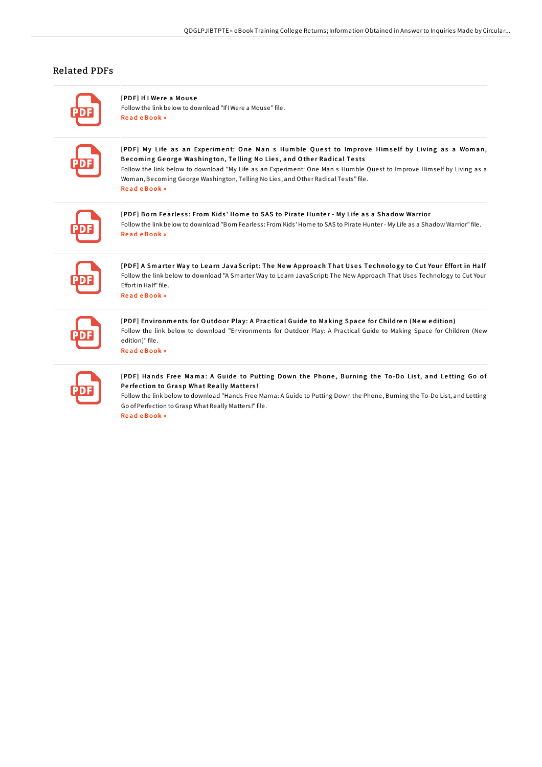## Related PDFs

[PDF] If I Were a Mouse
Follow the link below to download "If I Were a Mouse" file.
Read eBook »

[PDF] My Life as an Experiment: One Man s Humble Quest to Improve Himself by Living as a Woman, Becoming George Washington, Telling No Lies, and Other Radical Tests
Follow the link below to download "My Life as an Experiment: One Man s Humble Quest to Improve Himself by Living as a Woman, Becoming George Washington, Telling No Lies, and Other Radical Tests" file.
Read eBook »

[PDF] Born Fearless: From Kids' Home to SAS to Pirate Hunter - My Life as a Shadow Warrior
Follow the link below to download "Born Fearless: From Kids' Home to SAS to Pirate Hunter - My Life as a Shadow Warrior" file.
Read eBook »

[PDF] A Smarter Way to Learn JavaScript: The New Approach That Uses Technology to Cut Your Effort in Half
Follow the link below to download "A Smarter Way to Learn JavaScript: The New Approach That Uses Technology to Cut Your Effort in Half" file.
Read eBook »

[PDF] Environments for Outdoor Play: A Practical Guide to Making Space for Children (New edition)
Follow the link below to download "Environments for Outdoor Play: A Practical Guide to Making Space for Children (New edition)" file.
Read eBook »

[PDF] Hands Free Mama: A Guide to Putting Down the Phone, Burning the To-Do List, and Letting Go of Perfection to Grasp What Really Matters!
Follow the link below to download "Hands Free Mama: A Guide to Putting Down the Phone, Burning the To-Do List, and Letting Go of Perfection to Grasp What Really Matters!" file.
Read eBook »